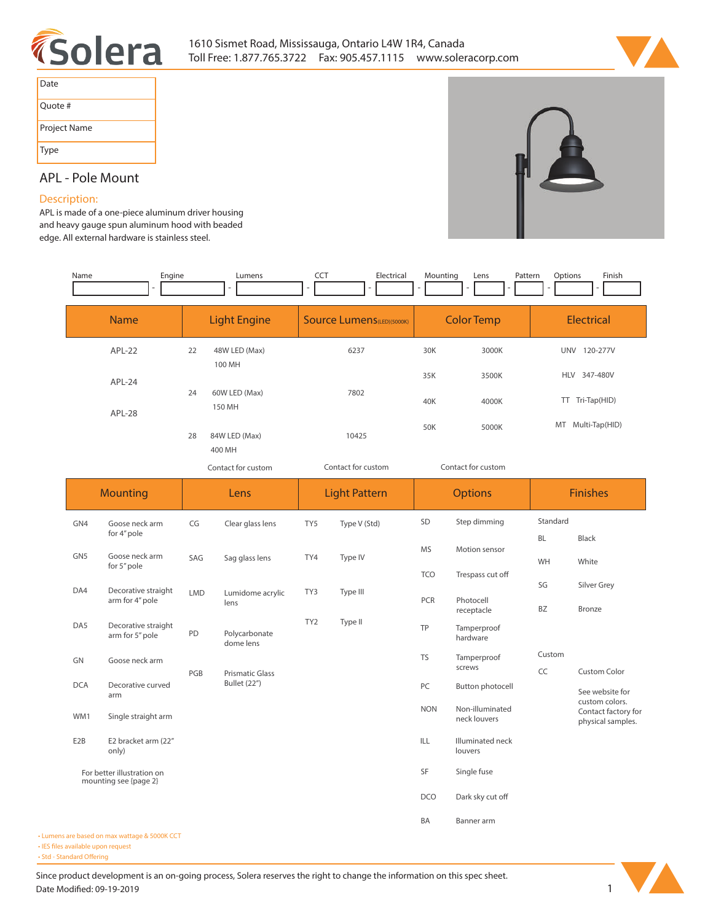# Solera

1610 Sismet Road, Mississauga, Ontario L4W 1R4, Canada
Toll Free: 1.877.765.3722 Fax: 905.457.1115 www.soleracorp.com

| Date | |
|---|---|
| Quote # | |
| Project Name | |
| Type | |

## APL - Pole Mount

### Description:

APL is made of a one-piece aluminum driver housing and heavy gauge spun aluminum hood with beaded edge. All external hardware is stainless steel.

| Name | Engine | Lumens | CCT | Electrical | Mounting | Lens | Pattern | Options | Finish |
|---|---|---|---|---|---|---|---|---|---|
| - | - | - | - | - | - | - | - | - | |

| Name | Light Engine | | Source Lumens(LED)(5000K) | Color Temp | | Electrical |
|---|---|---|---|---|---|---|
| APL-22 | 22 | 48W LED (Max) 100 MH | 6237 | 30K | 3000K | UNV 120-277V |
| APL-24 | 24 | 60W LED (Max) 150 MH | 7802 | 35K | 3500K | HLV 347-480V |
| APL-28 | 28 | 84W LED (Max) 400 MH | 10425 | 40K | 4000K | TT Tri-Tap(HID) |
| | | | | 50K | 5000K | MT Multi-Tap(HID) |
| | | Contact for custom | Contact for custom | Contact for custom | | |

| Mounting | | Lens | | Light Pattern | | Options | | Finishes | |
|---|---|---|---|---|---|---|---|---|---|
| GN4 | Goose neck arm for 4" pole | CG | Clear glass lens | TY5 | Type V (Std) | SD | Step dimming | Standard | |
| GN5 | Goose neck arm for 5" pole | SAG | Sag glass lens | TY4 | Type IV | MS | Motion sensor | BL | Black |
| DA4 | Decorative straight arm for 4" pole | LMD | Lumidome acrylic lens | TY3 | Type III | TCO | Trespass cut off | WH | White |
| DA5 | Decorative straight arm for 5" pole | PD | Polycarbonate dome lens | TY2 | Type II | PCR | Photocell receptacle | SG | Silver Grey |
| GN | Goose neck arm | PGB | Prismatic Glass Bullet (22") | | | TP | Tamperproof hardware | BZ | Bronze |
| DCA | Decorative curved arm | | | | | TS | Tamperproof screws | Custom | |
| WM1 | Single straight arm | | | | | PC | Button photocell | CC | Custom Color |
| E2B | E2 bracket arm (22" only) | | | | | NON | Non-illuminated neck louvers | | See website for custom colors. Contact factory for physical samples. |
| For better illustration on mounting see {page 2} | | | | | | ILL | Illuminated neck louvers | | |
| | | | | | | SF | Single fuse | | |
| | | | | | | DCO | Dark sky cut off | | |
| | | | | | | BA | Banner arm | | |

- Lumens are based on max wattage & 5000K CCT
- IES files available upon request
- Std - Standard Offering

Since product development is an on-going process, Solera reserves the right to change the information on this spec sheet.
Date Modified: 09-19-2019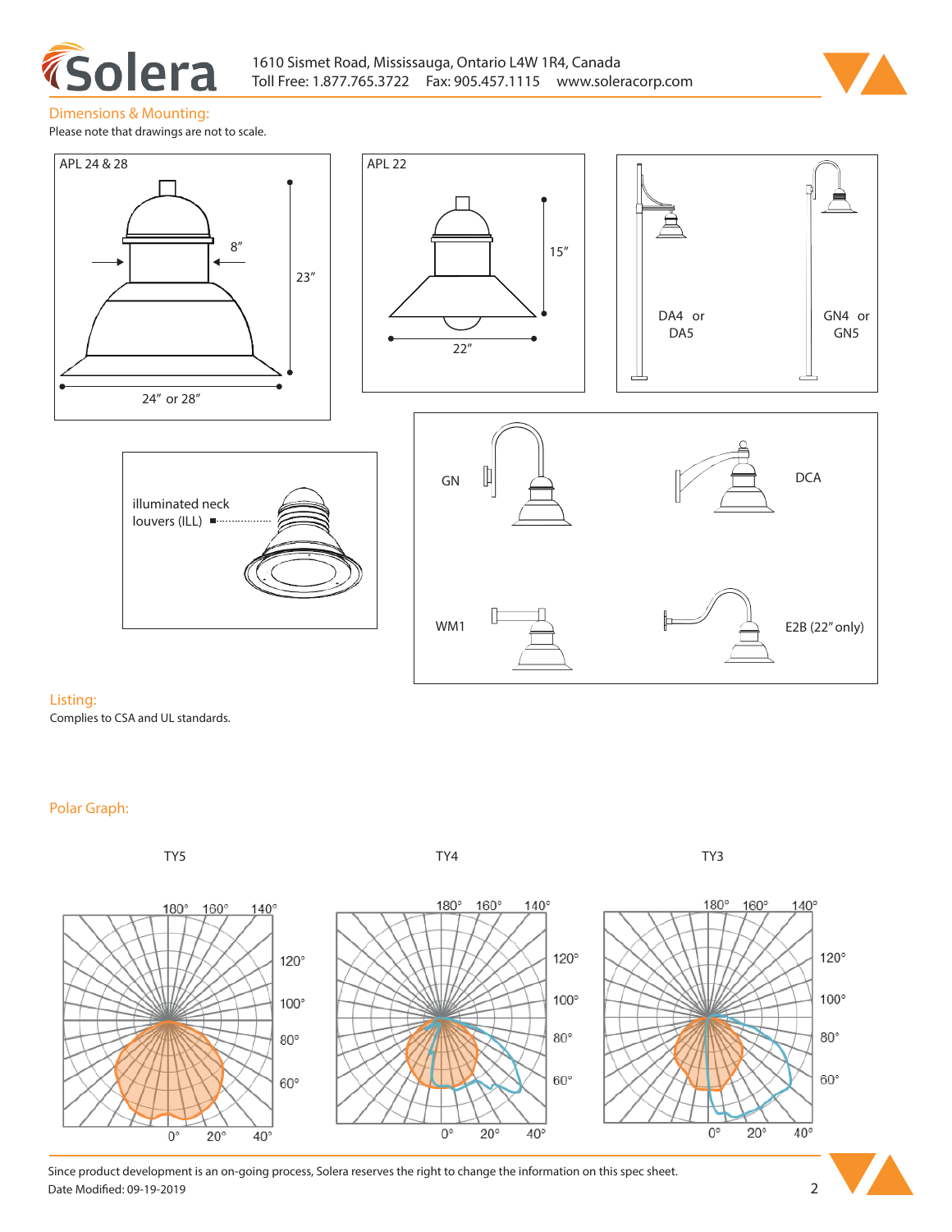1610 Sismet Road, Mississauga, Ontario L4W 1R4, Canada
Toll Free: 1.877.765.3722 Fax: 905.457.1115 www.soleracorp.com

## Dimensions & Mounting:

Please note that drawings are not to scale.

APL 24 & 28

8″

23″

24″ or 28″

APL 22

15″

22″

DA4 or DA5

GN4 or GN5

illuminated neck louvers (ILL)

GN

DCA

WM1

E2B (22″ only)

## Listing:

Complies to CSA and UL standards.

## Polar Graph:

TY5

180° 160° 140° 120° 100° 80° 60° 0° 20° 40°

TY4

180° 160° 140° 120° 100° 80° 60° 0° 20° 40°

TY3

180° 160° 140° 120° 100° 80° 60° 0° 20° 40°

Since product development is an on-going process, Solera reserves the right to change the information on this spec sheet.
Date Modified: 09-19-2019